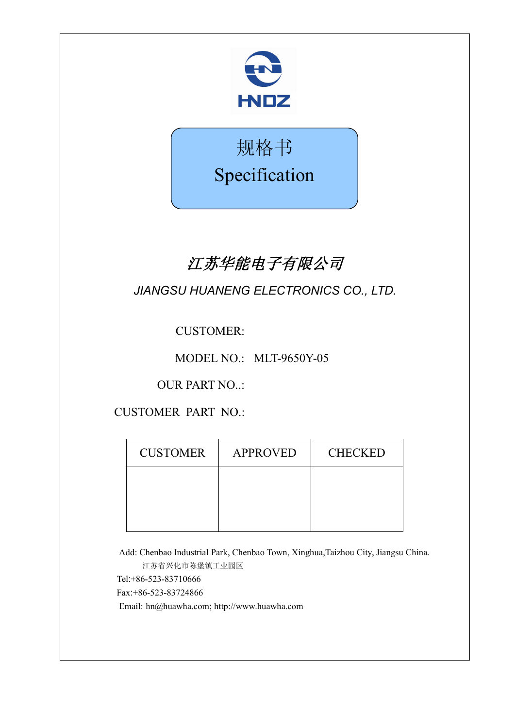HNDZ

# 规格书
# Specification

***江苏华能电子有限公司***

*JIANGSU HUANENG ELECTRONICS CO., LTD.*

CUSTOMER:

MODEL NO.: MLT-9650Y-05

OUR PART NO..:

CUSTOMER PART NO.:

| CUSTOMER | APPROVED | CHECKED |
|---|---|---|
| | | |

Add: Chenbao Industrial Park, Chenbao Town, Xinghua,Taizhou City, Jiangsu China.
江苏省兴化市陈堡镇工业园区

Tel:+86-523-83710666

Fax:+86-523-83724866

Email: hn@huawha.com; http://www.huawha.com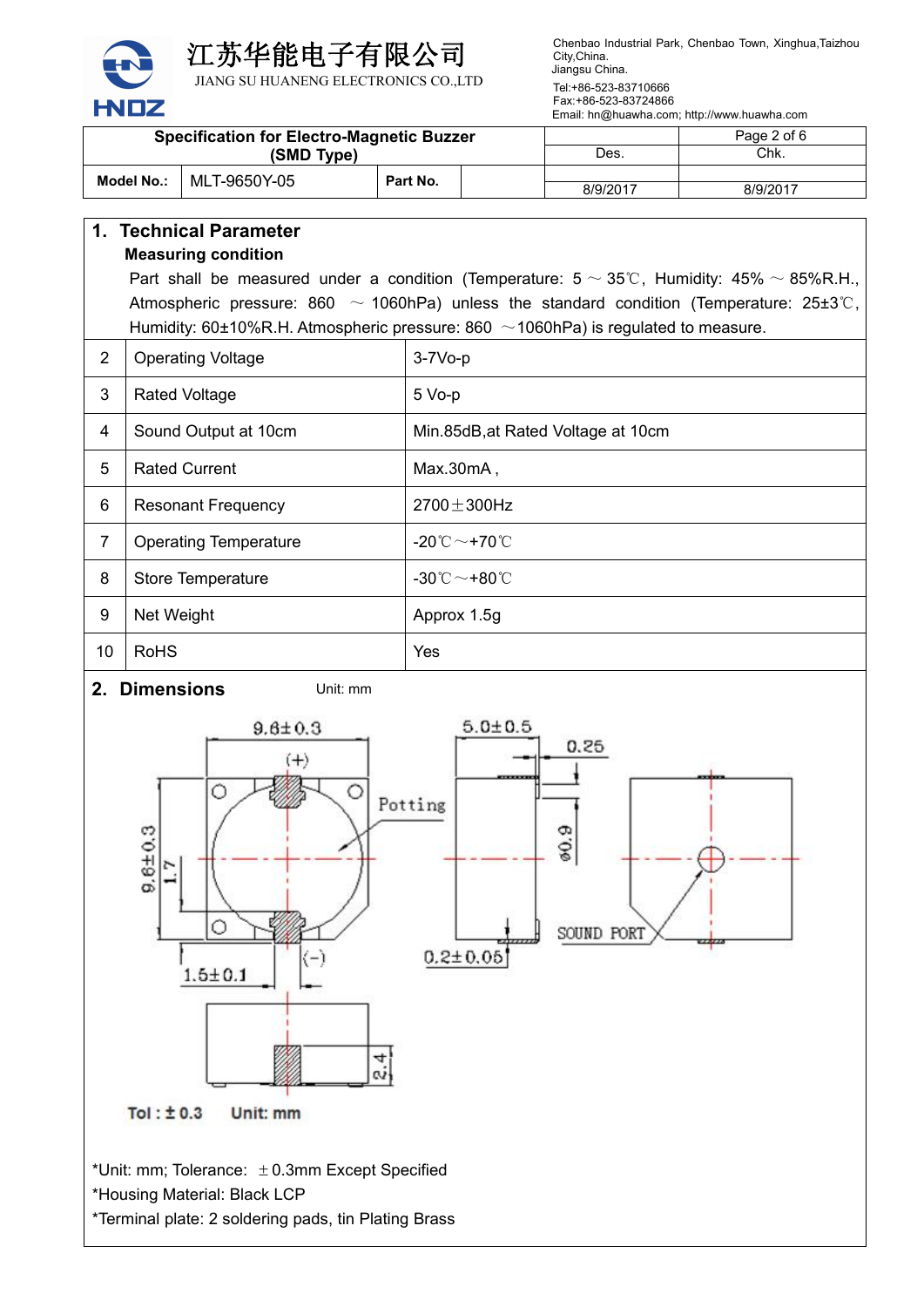江苏华能电子有限公司
JIANG SU HUANENG ELECTRONICS CO.,LTD

Chenbao Industrial Park, Chenbao Town, Xinghua,Taizhou City,China.
Jiangsu China.
Tel:+86-523-83710666
Fax:+86-523-83724866
Email: hn@huawha.com; http://www.huawha.com

| Specification for Electro-Magnetic Buzzer (SMD Type) | | | | | |
|---|---|---|---|---|---|
| | | | | | Page 2 of 6 |
| | | | | Des. | Chk. |
| Model No.: | MLT-9650Y-05 | Part No. | | 8/9/2017 | 8/9/2017 |

## 1. Technical Parameter

**Measuring condition**

Part shall be measured under a condition (Temperature: 5 ～ 35℃, Humidity: 45% ～ 85%R.H., Atmospheric pressure: 860 ～ 1060hPa) unless the standard condition (Temperature: 25±3℃, Humidity: 60±10%R.H. Atmospheric pressure: 860 ～1060hPa) is regulated to measure.

| | | |
|---|---|---|
| 2 | Operating Voltage | 3-7Vo-p |
| 3 | Rated Voltage | 5 Vo-p |
| 4 | Sound Output at 10cm | Min.85dB,at Rated Voltage at 10cm |
| 5 | Rated Current | Max.30mA , |
| 6 | Resonant Frequency | 2700±300Hz |
| 7 | Operating Temperature | -20℃～+70℃ |
| 8 | Store Temperature | -30℃～+80℃ |
| 9 | Net Weight | Approx 1.5g |
| 10 | RoHS | Yes |

## 2. Dimensions

Unit: mm

9.6±0.3 (+) Potting 5.0±0.5 0.25 9.6±0.3 1.7 ø0.9 SOUND PORT 0.2±0.05 1.5±0.1 (-) 2.4

Tol : ± 0.3 Unit: mm

*Unit: mm; Tolerance: ±0.3mm Except Specified
*Housing Material: Black LCP
*Terminal plate: 2 soldering pads, tin Plating Brass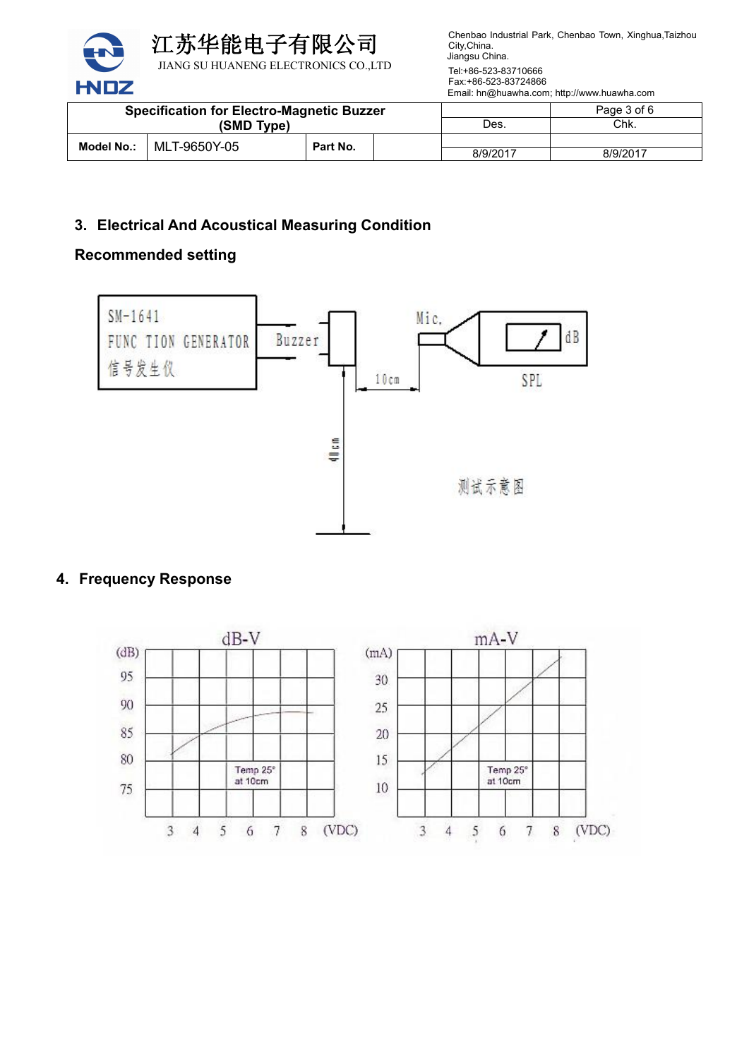### 3. Electrical And Acoustical Measuring Condition

**Recommended setting**

SM-1641
FUNC TION GENERATOR
信号发生仪

Buzzer

Mic.

dB

SPL

10cm

40cm

测试示意图

### 4. Frequency Response

dB-V

(dB) 95 90 85 80 75

Temp 25°
at 10cm

3 4 5 6 7 8 (VDC)

mA-V

(mA) 30 25 20 15 10

Temp 25°
at 10cm

3 4 5 6 7 8 (VDC)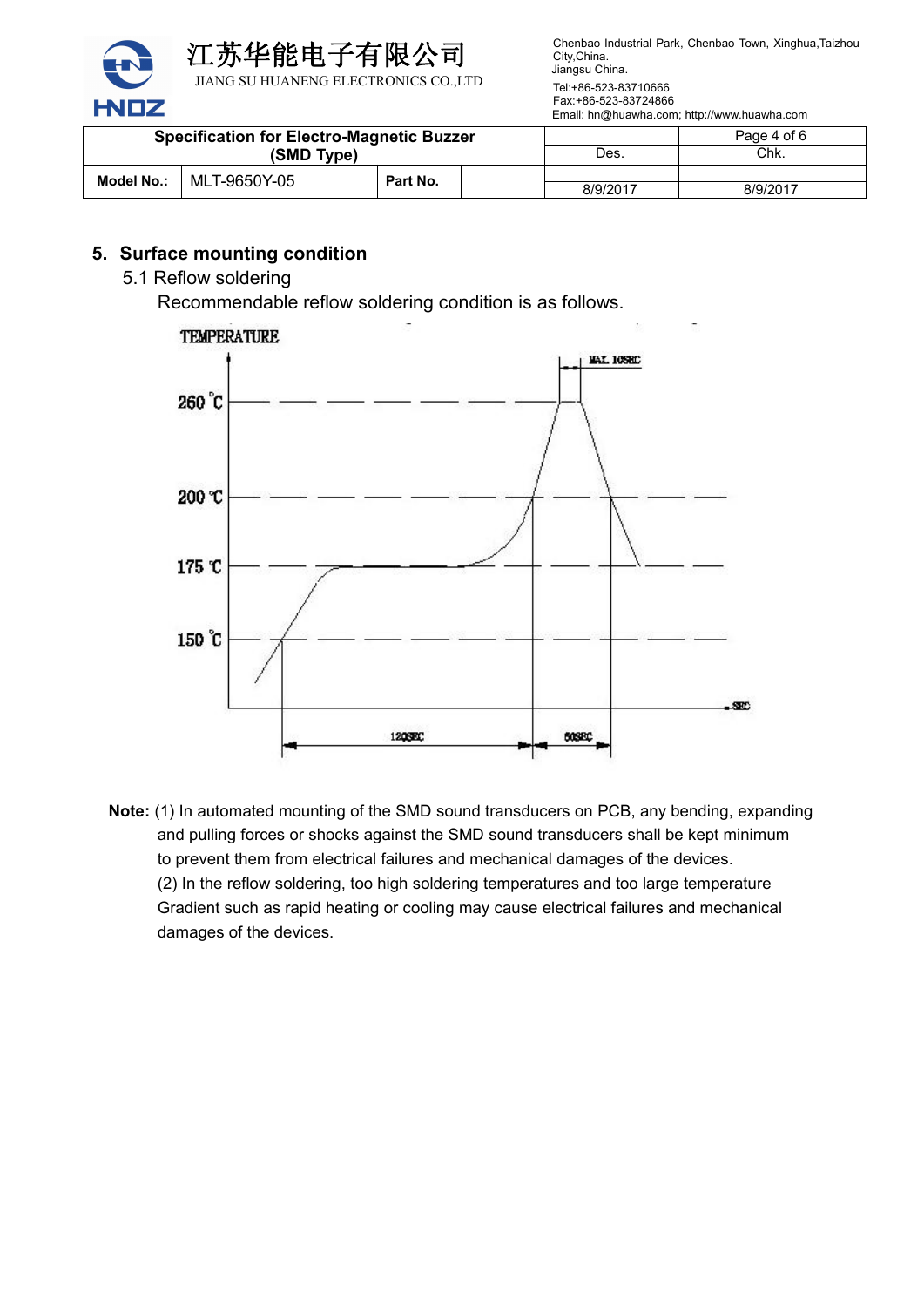## 5. Surface mounting condition

### 5.1 Reflow soldering

Recommendable reflow soldering condition is as follows.

TEMPERATURE

260 ℃

200 ℃

175 ℃

150 ℃

MAX. 10SEC

120SEC

60SEC

SEC

**Note:** (1) In automated mounting of the SMD sound transducers on PCB, any bending, expanding and pulling forces or shocks against the SMD sound transducers shall be kept minimum to prevent them from electrical failures and mechanical damages of the devices.

(2) In the reflow soldering, too high soldering temperatures and too large temperature Gradient such as rapid heating or cooling may cause electrical failures and mechanical damages of the devices.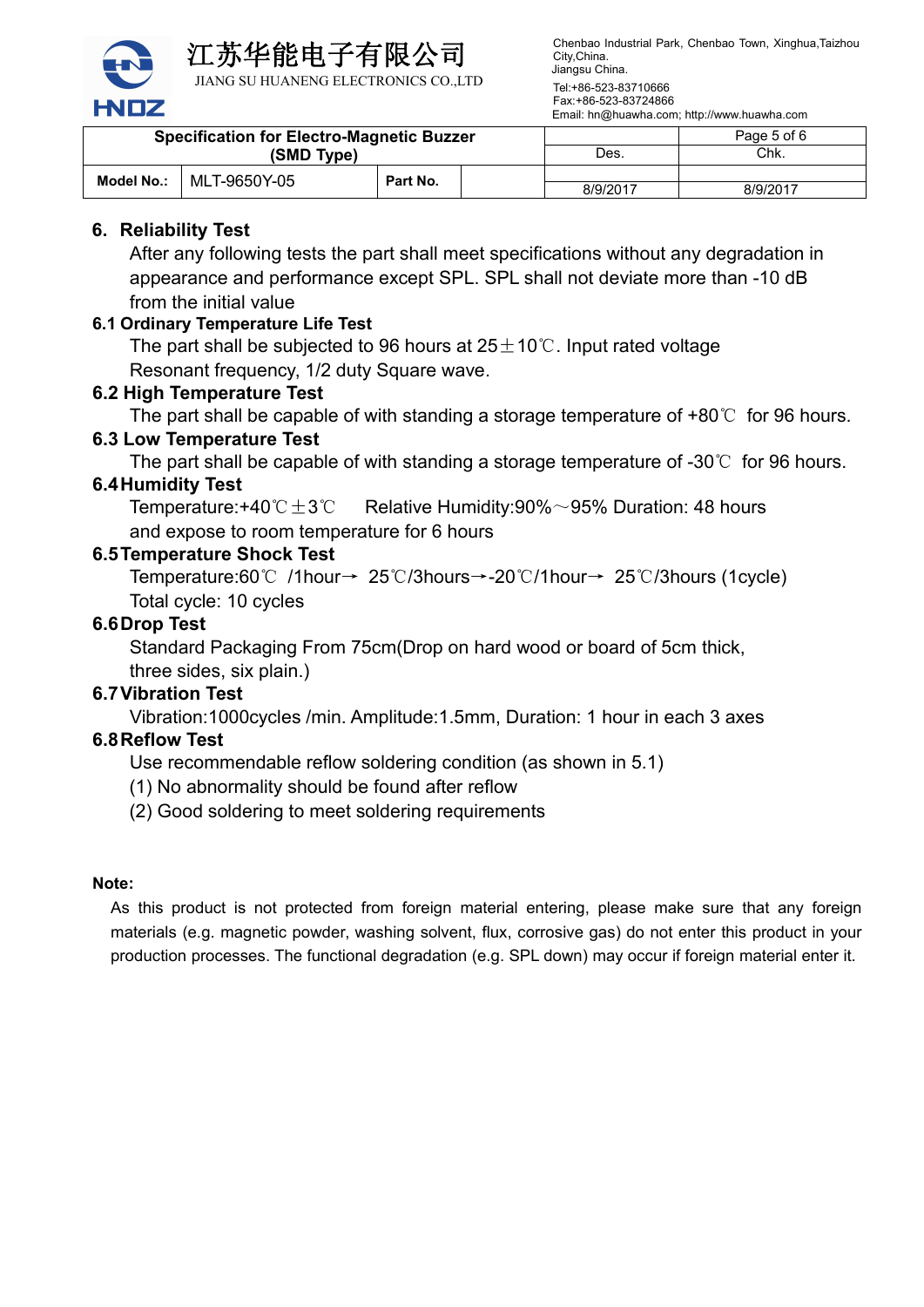## 6. Reliability Test

After any following tests the part shall meet specifications without any degradation in appearance and performance except SPL. SPL shall not deviate more than -10 dB from the initial value

### 6.1 Ordinary Temperature Life Test

The part shall be subjected to 96 hours at 25±10℃. Input rated voltage Resonant frequency, 1/2 duty Square wave.

### 6.2 High Temperature Test

The part shall be capable of with standing a storage temperature of +80℃ for 96 hours.

### 6.3 Low Temperature Test

The part shall be capable of with standing a storage temperature of -30℃ for 96 hours.

### 6.4 Humidity Test

Temperature:+40℃±3℃ Relative Humidity:90%～95% Duration: 48 hours and expose to room temperature for 6 hours

### 6.5 Temperature Shock Test

Temperature:60℃ /1hour→ 25℃/3hours→-20℃/1hour→ 25℃/3hours (1cycle)
Total cycle: 10 cycles

### 6.6 Drop Test

Standard Packaging From 75cm(Drop on hard wood or board of 5cm thick, three sides, six plain.)

### 6.7 Vibration Test

Vibration:1000cycles /min. Amplitude:1.5mm, Duration: 1 hour in each 3 axes

### 6.8 Reflow Test

Use recommendable reflow soldering condition (as shown in 5.1)

(1) No abnormality should be found after reflow

(2) Good soldering to meet soldering requirements

**Note:**

As this product is not protected from foreign material entering, please make sure that any foreign materials (e.g. magnetic powder, washing solvent, flux, corrosive gas) do not enter this product in your production processes. The functional degradation (e.g. SPL down) may occur if foreign material enter it.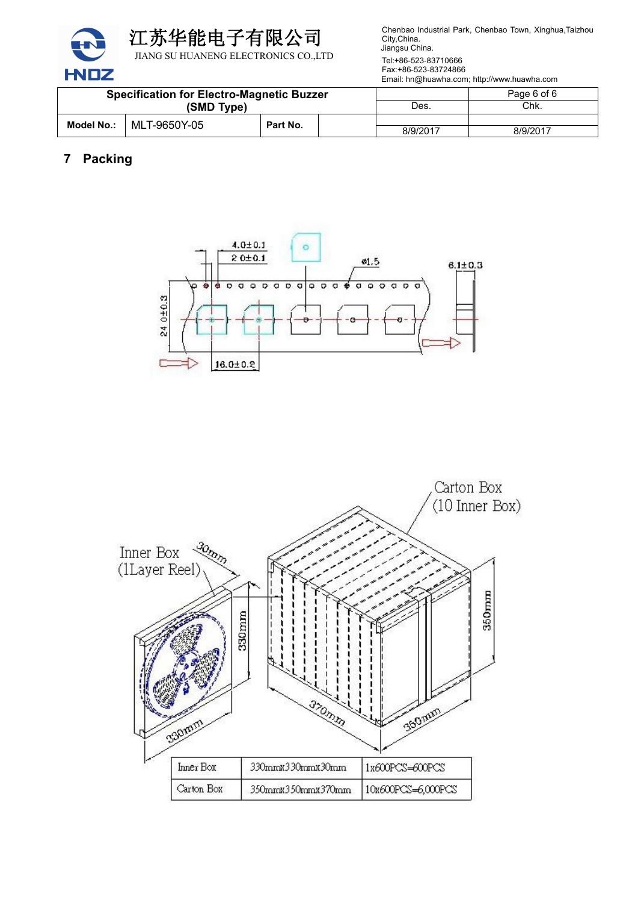## 7 Packing

4.0±0.1
2.0±0.1
ø1.5
6.1±0.3
24.0±0.3
16.0±0.2

Carton Box
(10 Inner Box)

Inner Box
(1Layer Reel)

30mm
330mm
330mm
350mm
370mm
350mm

| | | |
|---|---|---|
| Inner Box | 330mmx330mmx30mm | 1x600PCS=600PCS |
| Carton Box | 350mmx350mmx370mm | 10x600PCS=6,000PCS |